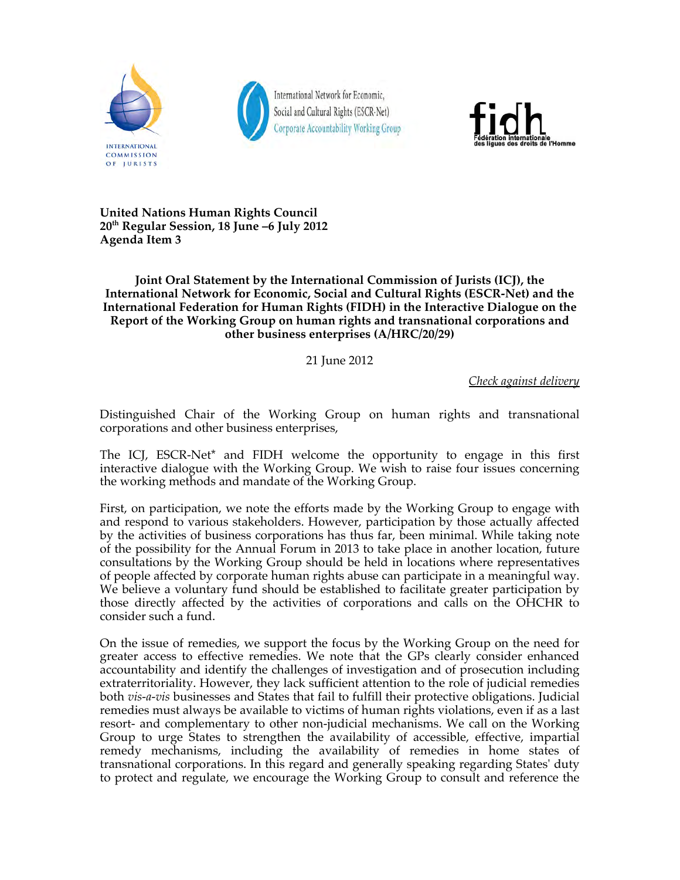**United Nations Human Rights Council**
**20th Regular Session, 18 June –6 July 2012**
**Agenda Item 3**

**Joint Oral Statement by the International Commission of Jurists (ICJ), the International Network for Economic, Social and Cultural Rights (ESCR-Net) and the International Federation for Human Rights (FIDH) in the Interactive Dialogue on the Report of the Working Group on human rights and transnational corporations and other business enterprises (A/HRC/20/29)**

21 June 2012

_Check against delivery_

Distinguished Chair of the Working Group on human rights and transnational corporations and other business enterprises,

The ICJ, ESCR-Net* and FIDH welcome the opportunity to engage in this first interactive dialogue with the Working Group. We wish to raise four issues concerning the working methods and mandate of the Working Group.

First, on participation, we note the efforts made by the Working Group to engage with and respond to various stakeholders. However, participation by those actually affected by the activities of business corporations has thus far, been minimal. While taking note of the possibility for the Annual Forum in 2013 to take place in another location, future consultations by the Working Group should be held in locations where representatives of people affected by corporate human rights abuse can participate in a meaningful way. We believe a voluntary fund should be established to facilitate greater participation by those directly affected by the activities of corporations and calls on the OHCHR to consider such a fund.

On the issue of remedies, we support the focus by the Working Group on the need for greater access to effective remedies. We note that the GPs clearly consider enhanced accountability and identify the challenges of investigation and of prosecution including extraterritoriality. However, they lack sufficient attention to the role of judicial remedies both *vis-a-vis* businesses and States that fail to fulfill their protective obligations. Judicial remedies must always be available to victims of human rights violations, even if as a last resort- and complementary to other non-judicial mechanisms. We call on the Working Group to urge States to strengthen the availability of accessible, effective, impartial remedy mechanisms, including the availability of remedies in home states of transnational corporations. In this regard and generally speaking regarding States' duty to protect and regulate, we encourage the Working Group to consult and reference the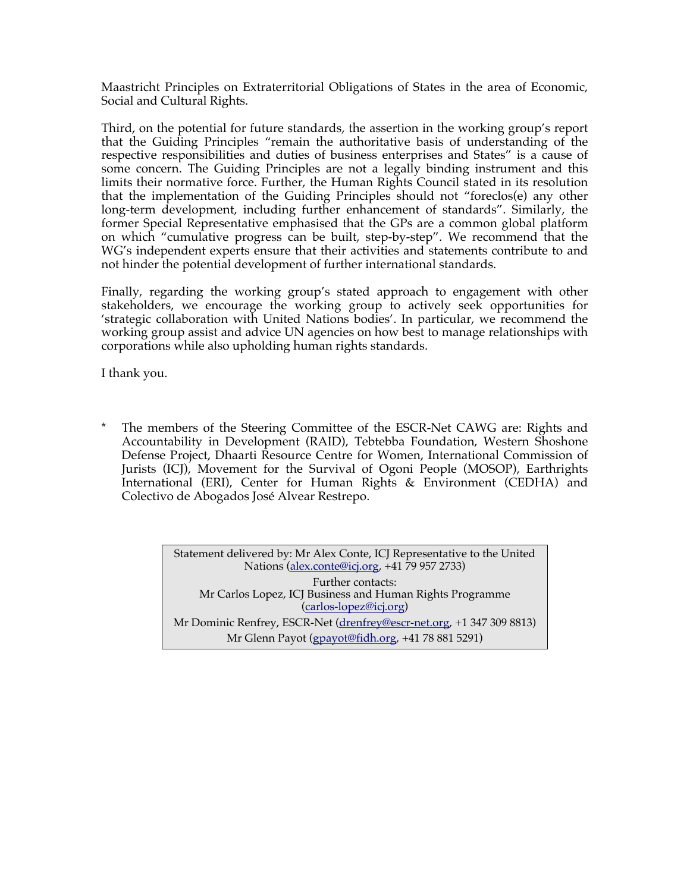Maastricht Principles on Extraterritorial Obligations of States in the area of Economic, Social and Cultural Rights.

Third, on the potential for future standards, the assertion in the working group's report that the Guiding Principles "remain the authoritative basis of understanding of the respective responsibilities and duties of business enterprises and States" is a cause of some concern. The Guiding Principles are not a legally binding instrument and this limits their normative force. Further, the Human Rights Council stated in its resolution that the implementation of the Guiding Principles should not "foreclos(e) any other long-term development, including further enhancement of standards". Similarly, the former Special Representative emphasised that the GPs are a common global platform on which "cumulative progress can be built, step-by-step". We recommend that the WG's independent experts ensure that their activities and statements contribute to and not hinder the potential development of further international standards.

Finally, regarding the working group's stated approach to engagement with other stakeholders, we encourage the working group to actively seek opportunities for 'strategic collaboration with United Nations bodies'. In particular, we recommend the working group assist and advice UN agencies on how best to manage relationships with corporations while also upholding human rights standards.

I thank you.

\* The members of the Steering Committee of the ESCR-Net CAWG are: Rights and Accountability in Development (RAID), Tebtebba Foundation, Western Shoshone Defense Project, Dhaarti Resource Centre for Women, International Commission of Jurists (ICJ), Movement for the Survival of Ogoni People (MOSOP), Earthrights International (ERI), Center for Human Rights & Environment (CEDHA) and Colectivo de Abogados José Alvear Restrepo.

Statement delivered by: Mr Alex Conte, ICJ Representative to the United Nations (alex.conte@icj.org, +41 79 957 2733)

Further contacts:
Mr Carlos Lopez, ICJ Business and Human Rights Programme (carlos-lopez@icj.org)

Mr Dominic Renfrey, ESCR-Net (drenfrey@escr-net.org, +1 347 309 8813)

Mr Glenn Payot (gpayot@fidh.org, +41 78 881 5291)